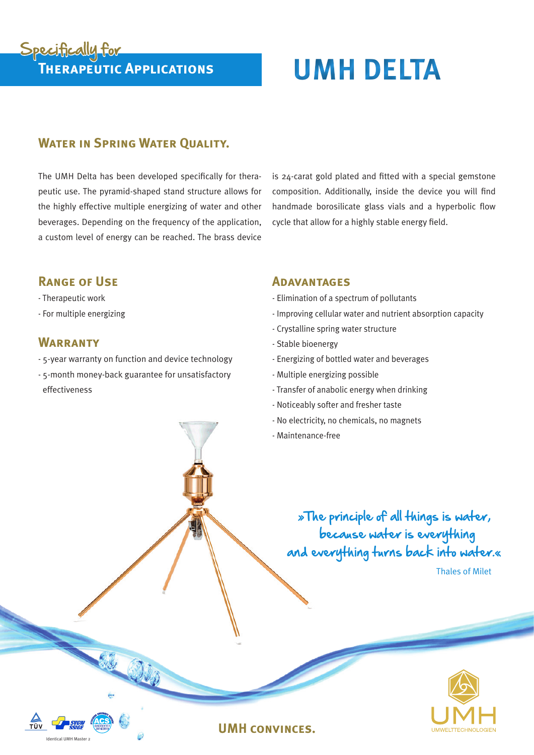Specifically for
**THERAPEUTIC APPLICATIONS**

# UMH DELTA

## WATER IN SPRING WATER QUALITY.

The UMH Delta has been developed specifically for therapeutic use. The pyramid-shaped stand structure allows for the highly effective multiple energizing of water and other beverages. Depending on the frequency of the application, a custom level of energy can be reached. The brass device is 24-carat gold plated and fitted with a special gemstone composition. Additionally, inside the device you will find handmade borosilicate glass vials and a hyperbolic flow cycle that allow for a highly stable energy field.

## RANGE OF USE

- Therapeutic work
- For multiple energizing

## WARRANTY

- 5-year warranty on function and device technology
- 5-month money-back guarantee for unsatisfactory effectiveness

## ADAVANTAGES

- Elimination of a spectrum of pollutants
- Improving cellular water and nutrient absorption capacity
- Crystalline spring water structure
- Stable bioenergy
- Energizing of bottled water and beverages
- Multiple energizing possible
- Transfer of anabolic energy when drinking
- Noticeably softer and fresher taste
- No electricity, no chemicals, no magnets
- Maintenance-free

»The principle of all things is water, because water is everything and everything turns back into water.«

Thales of Milet

Identical UMH Master 2

**UMH CONVINCES.**

UMH UMWELTTECHNOLOGIEN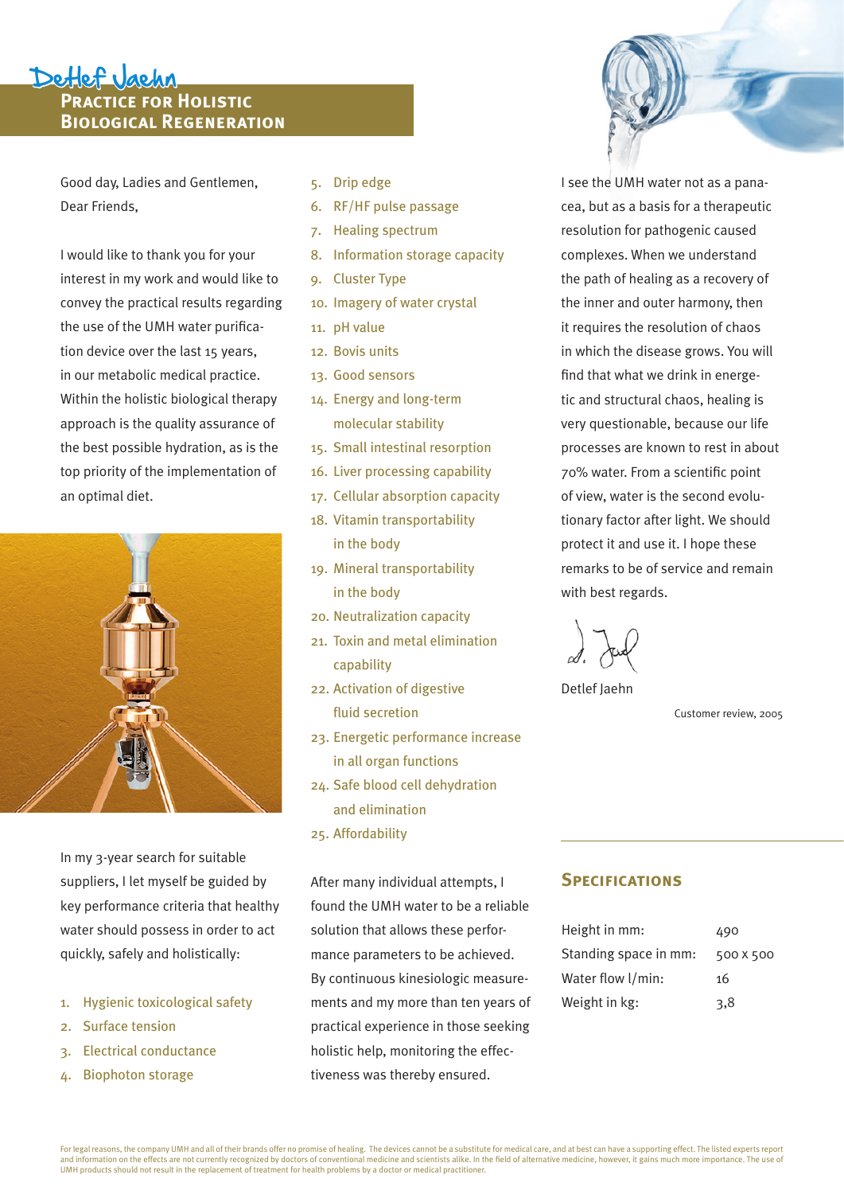# Detlef Jaehn

## Practice for Holistic Biological Regeneration

Good day, Ladies and Gentlemen,
Dear Friends,

I would like to thank you for your interest in my work and would like to convey the practical results regarding the use of the UMH water purification device over the last 15 years, in our metabolic medical practice. Within the holistic biological therapy approach is the quality assurance of the best possible hydration, as is the top priority of the implementation of an optimal diet.

In my 3-year search for suitable suppliers, I let myself be guided by key performance criteria that healthy water should possess in order to act quickly, safely and holistically:

1. Hygienic toxicological safety
2. Surface tension
3. Electrical conductance
4. Biophoton storage
5. Drip edge
6. RF/HF pulse passage
7. Healing spectrum
8. Information storage capacity
9. Cluster Type
10. Imagery of water crystal
11. pH value
12. Bovis units
13. Good sensors
14. Energy and long-term molecular stability
15. Small intestinal resorption
16. Liver processing capability
17. Cellular absorption capacity
18. Vitamin transportability in the body
19. Mineral transportability in the body
20. Neutralization capacity
21. Toxin and metal elimination capability
22. Activation of digestive fluid secretion
23. Energetic performance increase in all organ functions
24. Safe blood cell dehydration and elimination
25. Affordability

After many individual attempts, I found the UMH water to be a reliable solution that allows these performance parameters to be achieved. By continuous kinesiologic measurements and my more than ten years of practical experience in those seeking holistic help, monitoring the effectiveness was thereby ensured.

I see the UMH water not as a panacea, but as a basis for a therapeutic resolution for pathogenic caused complexes. When we understand the path of healing as a recovery of the inner and outer harmony, then it requires the resolution of chaos in which the disease grows. You will find that what we drink in energetic and structural chaos, healing is very questionable, because our life processes are known to rest in about 70% water. From a scientific point of view, water is the second evolutionary factor after light. We should protect it and use it. I hope these remarks to be of service and remain with best regards.

Detlef Jaehn

Customer review, 2005

## Specifications

| | |
|---|---|
| Height in mm: | 490 |
| Standing space in mm: | 500 x 500 |
| Water flow l/min: | 16 |
| Weight in kg: | 3,8 |

For legal reasons, the company UMH and all of their brands offer no promise of healing. The devices cannot be a substitute for medical care, and at best can have a supporting effect. The listed experts report and information on the effects are not currently recognized by doctors of conventional medicine and scientists alike. In the field of alternative medicine, however, it gains much more importance. The use of UMH products should not result in the replacement of treatment for health problems by a doctor or medical practitioner.